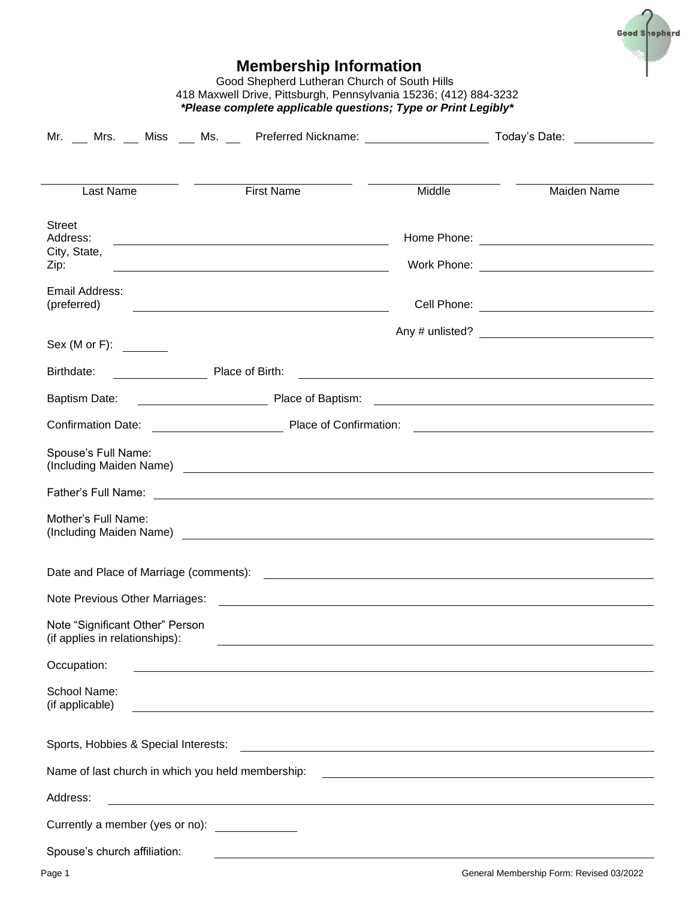# Membership Information

Good Shepherd Lutheran Church of South Hills
418 Maxwell Drive, Pittsburgh, Pennsylvania 15236; (412) 884-3232
***Please complete applicable questions; Type or Print Legibly***

Mr. ___ Mrs. ___ Miss ___ Ms. ___ Preferred Nickname: ____________________ Today's Date: ____________

| Last Name | First Name | Middle | Maiden Name |
|---|---|---|---|
| | | | |

Street Address: ____________________________________________ Home Phone: ____________________________

City, State, Zip: ____________________________________________ Work Phone: ____________________________

Email Address: (preferred) ____________________________________________ Cell Phone: ____________________________

Any # unlisted? ____________________________

Sex (M or F): _______

Birthdate: ______________ Place of Birth: ____________________________________________

Baptism Date: ____________________ Place of Baptism: ____________________________________________

Confirmation Date: ____________________ Place of Confirmation: ____________________________________

Spouse's Full Name: (Including Maiden Name) ____________________________________________

Father's Full Name: ____________________________________________

Mother's Full Name: (Including Maiden Name) ____________________________________________

Date and Place of Marriage (comments): ____________________________________________

Note Previous Other Marriages: ____________________________________________

Note "Significant Other" Person (if applies in relationships): ____________________________________________

Occupation: ____________________________________________

School Name: (if applicable) ____________________________________________

Sports, Hobbies & Special Interests: ____________________________________________

Name of last church in which you held membership: ____________________________________________

Address: ____________________________________________

Currently a member (yes or no): ____________

Spouse's church affiliation: ____________________________________________

General Membership Form: Revised 03/2022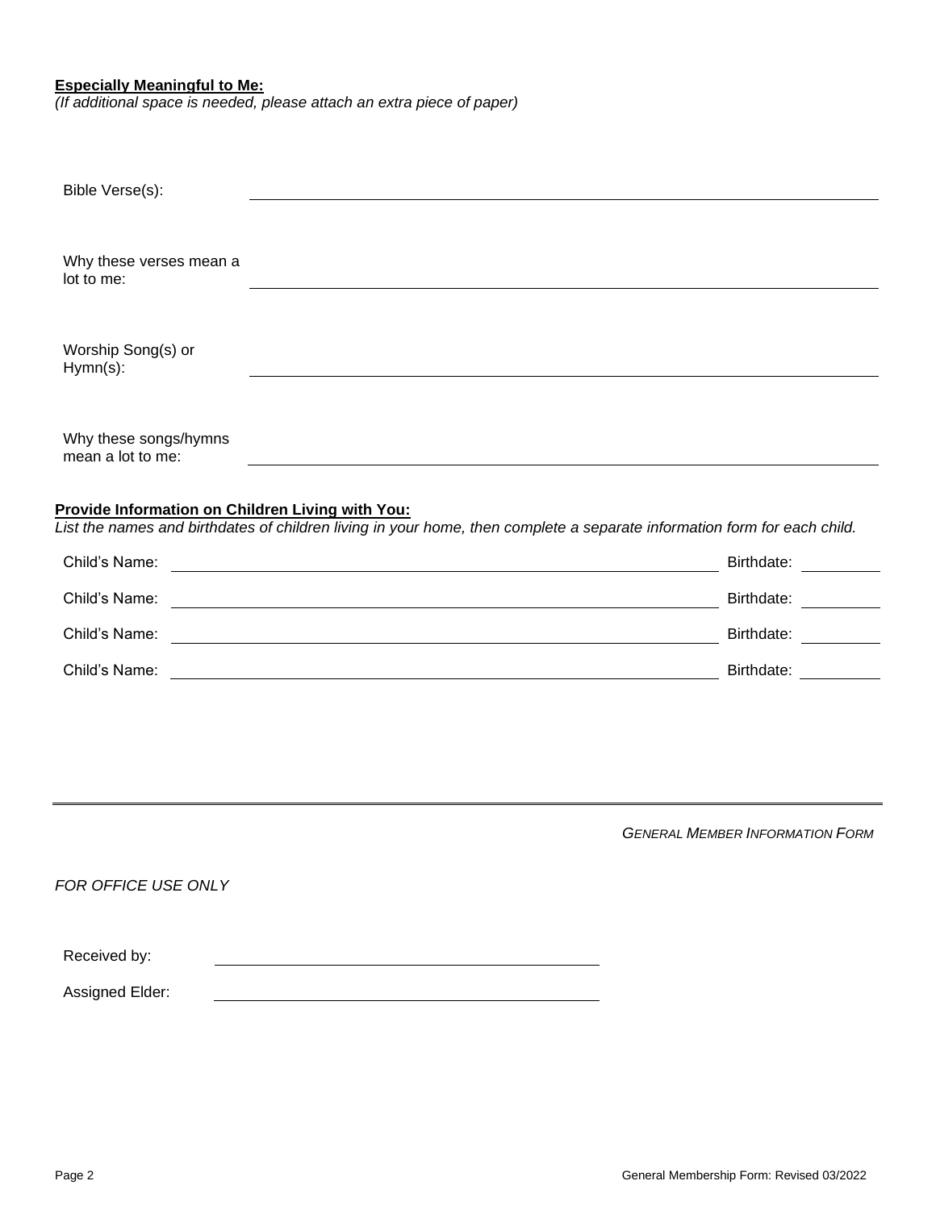**Especially Meaningful to Me:**
*(If additional space is needed, please attach an extra piece of paper)*

Bible Verse(s): \_\_\_\_\_\_\_\_\_\_\_\_\_\_\_\_\_\_\_\_\_\_\_\_\_\_\_\_\_\_\_\_\_\_\_\_\_\_\_\_

Why these verses mean a lot to me: \_\_\_\_\_\_\_\_\_\_\_\_\_\_\_\_\_\_\_\_\_\_\_\_\_\_\_\_\_\_\_\_\_\_\_\_\_\_\_\_

Worship Song(s) or Hymn(s): \_\_\_\_\_\_\_\_\_\_\_\_\_\_\_\_\_\_\_\_\_\_\_\_\_\_\_\_\_\_\_\_\_\_\_\_\_\_\_\_

Why these songs/hymns mean a lot to me: \_\_\_\_\_\_\_\_\_\_\_\_\_\_\_\_\_\_\_\_\_\_\_\_\_\_\_\_\_\_\_\_\_\_\_\_\_\_\_\_

**Provide Information on Children Living with You:**
*List the names and birthdates of children living in your home, then complete a separate information form for each child.*

Child's Name: \_\_\_\_\_\_\_\_\_\_\_\_\_\_\_\_\_\_\_\_\_\_\_\_\_\_\_\_\_\_\_\_ Birthdate: \_\_\_\_\_\_\_\_\_\_

Child's Name: \_\_\_\_\_\_\_\_\_\_\_\_\_\_\_\_\_\_\_\_\_\_\_\_\_\_\_\_\_\_\_\_ Birthdate: \_\_\_\_\_\_\_\_\_\_

Child's Name: \_\_\_\_\_\_\_\_\_\_\_\_\_\_\_\_\_\_\_\_\_\_\_\_\_\_\_\_\_\_\_\_ Birthdate: \_\_\_\_\_\_\_\_\_\_

Child's Name: \_\_\_\_\_\_\_\_\_\_\_\_\_\_\_\_\_\_\_\_\_\_\_\_\_\_\_\_\_\_\_\_ Birthdate: \_\_\_\_\_\_\_\_\_\_

---

*GENERAL MEMBER INFORMATION FORM*

*FOR OFFICE USE ONLY*

Received by: \_\_\_\_\_\_\_\_\_\_\_\_\_\_\_\_\_\_\_\_\_\_\_\_\_\_\_\_

Assigned Elder: \_\_\_\_\_\_\_\_\_\_\_\_\_\_\_\_\_\_\_\_\_\_\_\_\_\_\_\_